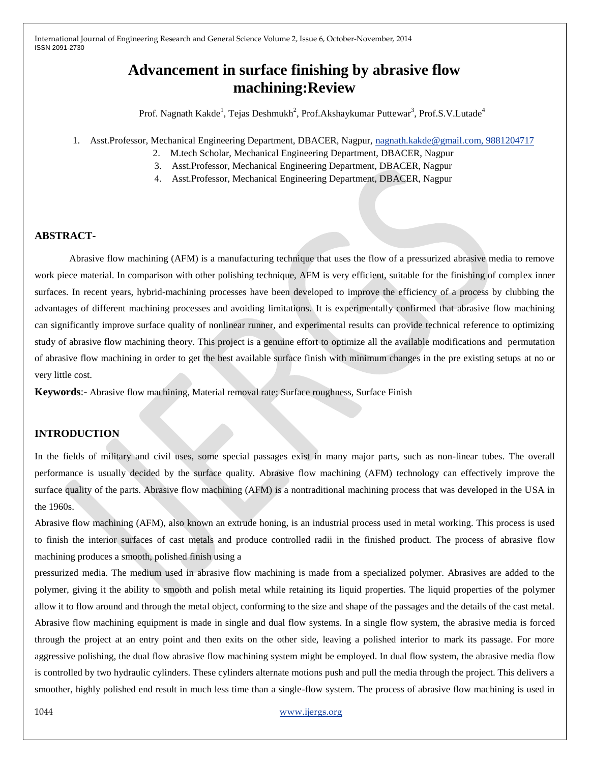# Advancement in surface finishing by abrasive flow machining:Review

Prof. Nagnath Kakde[1], Tejas Deshmukh[2], Prof.Akshaykumar Puttewar[3], Prof.S.V.Lutade[4]

1. Asst.Professor, Mechanical Engineering Department, DBACER, Nagpur, nagnath.kakde@gmail.com, 9881204717
2. M.tech Scholar, Mechanical Engineering Department, DBACER, Nagpur
3. Asst.Professor, Mechanical Engineering Department, DBACER, Nagpur
4. Asst.Professor, Mechanical Engineering Department, DBACER, Nagpur

## ABSTRACT-

Abrasive flow machining (AFM) is a manufacturing technique that uses the flow of a pressurized abrasive media to remove work piece material. In comparison with other polishing technique, AFM is very efficient, suitable for the finishing of complex inner surfaces. In recent years, hybrid-machining processes have been developed to improve the efficiency of a process by clubbing the advantages of different machining processes and avoiding limitations. It is experimentally confirmed that abrasive flow machining can significantly improve surface quality of nonlinear runner, and experimental results can provide technical reference to optimizing study of abrasive flow machining theory. This project is a genuine effort to optimize all the available modifications and permutation of abrasive flow machining in order to get the best available surface finish with minimum changes in the pre existing setups at no or very little cost.

**Keywords**:- Abrasive flow machining, Material removal rate; Surface roughness, Surface Finish

## INTRODUCTION

In the fields of military and civil uses, some special passages exist in many major parts, such as non-linear tubes. The overall performance is usually decided by the surface quality. Abrasive flow machining (AFM) technology can effectively improve the surface quality of the parts. Abrasive flow machining (AFM) is a nontraditional machining process that was developed in the USA in the 1960s.

Abrasive flow machining (AFM), also known an extrude honing, is an industrial process used in metal working. This process is used to finish the interior surfaces of cast metals and produce controlled radii in the finished product. The process of abrasive flow machining produces a smooth, polished finish using a pressurized media. The medium used in abrasive flow machining is made from a specialized polymer. Abrasives are added to the polymer, giving it the ability to smooth and polish metal while retaining its liquid properties. The liquid properties of the polymer allow it to flow around and through the metal object, conforming to the size and shape of the passages and the details of the cast metal. Abrasive flow machining equipment is made in single and dual flow systems. In a single flow system, the abrasive media is forced through the project at an entry point and then exits on the other side, leaving a polished interior to mark its passage. For more aggressive polishing, the dual flow abrasive flow machining system might be employed. In dual flow system, the abrasive media flow is controlled by two hydraulic cylinders. These cylinders alternate motions push and pull the media through the project. This delivers a smoother, highly polished end result in much less time than a single-flow system. The process of abrasive flow machining is used in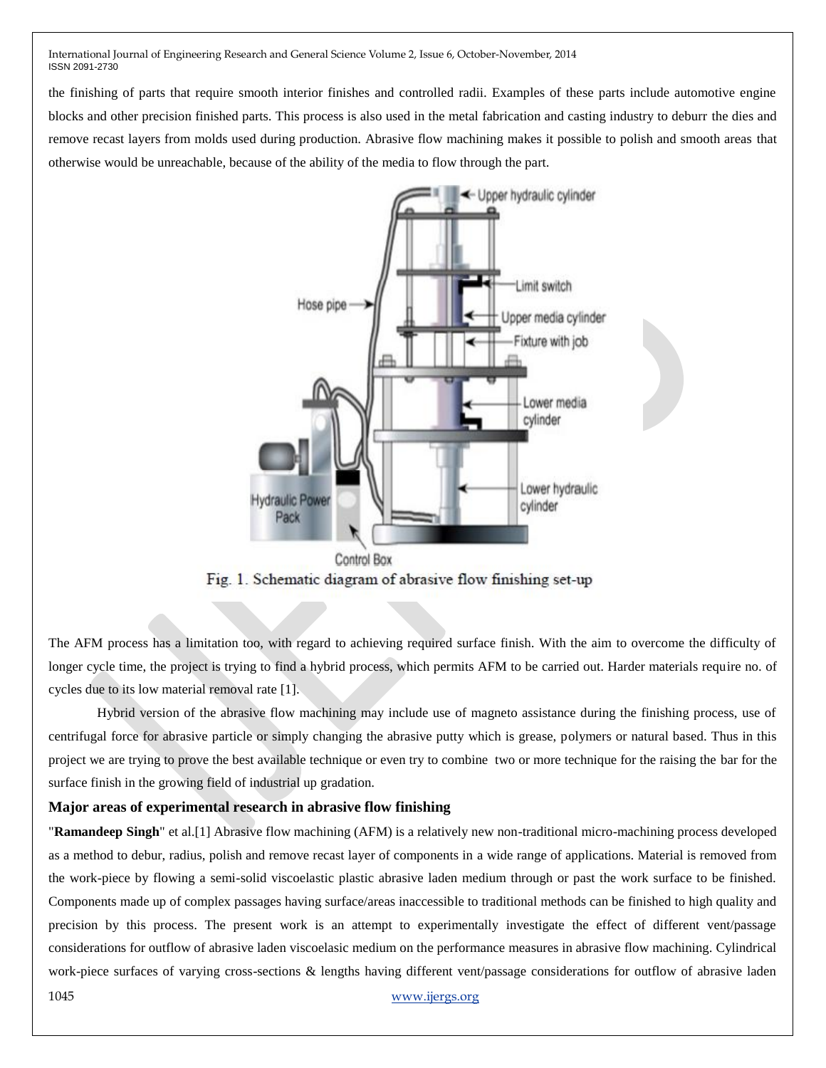the finishing of parts that require smooth interior finishes and controlled radii. Examples of these parts include automotive engine blocks and other precision finished parts. This process is also used in the metal fabrication and casting industry to deburr the dies and remove recast layers from molds used during production. Abrasive flow machining makes it possible to polish and smooth areas that otherwise would be unreachable, because of the ability of the media to flow through the part.

Fig. 1. Schematic diagram of abrasive flow finishing set-up

The AFM process has a limitation too, with regard to achieving required surface finish. With the aim to overcome the difficulty of longer cycle time, the project is trying to find a hybrid process, which permits AFM to be carried out. Harder materials require no. of cycles due to its low material removal rate [1].

Hybrid version of the abrasive flow machining may include use of magneto assistance during the finishing process, use of centrifugal force for abrasive particle or simply changing the abrasive putty which is grease, polymers or natural based. Thus in this project we are trying to prove the best available technique or even try to combine two or more technique for the raising the bar for the surface finish in the growing field of industrial up gradation.

### Major areas of experimental research in abrasive flow finishing

"**Ramandeep Singh**" et al.[1] Abrasive flow machining (AFM) is a relatively new non-traditional micro-machining process developed as a method to debur, radius, polish and remove recast layer of components in a wide range of applications. Material is removed from the work-piece by flowing a semi-solid viscoelastic plastic abrasive laden medium through or past the work surface to be finished. Components made up of complex passages having surface/areas inaccessible to traditional methods can be finished to high quality and precision by this process. The present work is an attempt to experimentally investigate the effect of different vent/passage considerations for outflow of abrasive laden viscoelasic medium on the performance measures in abrasive flow machining. Cylindrical work-piece surfaces of varying cross-sections & lengths having different vent/passage considerations for outflow of abrasive laden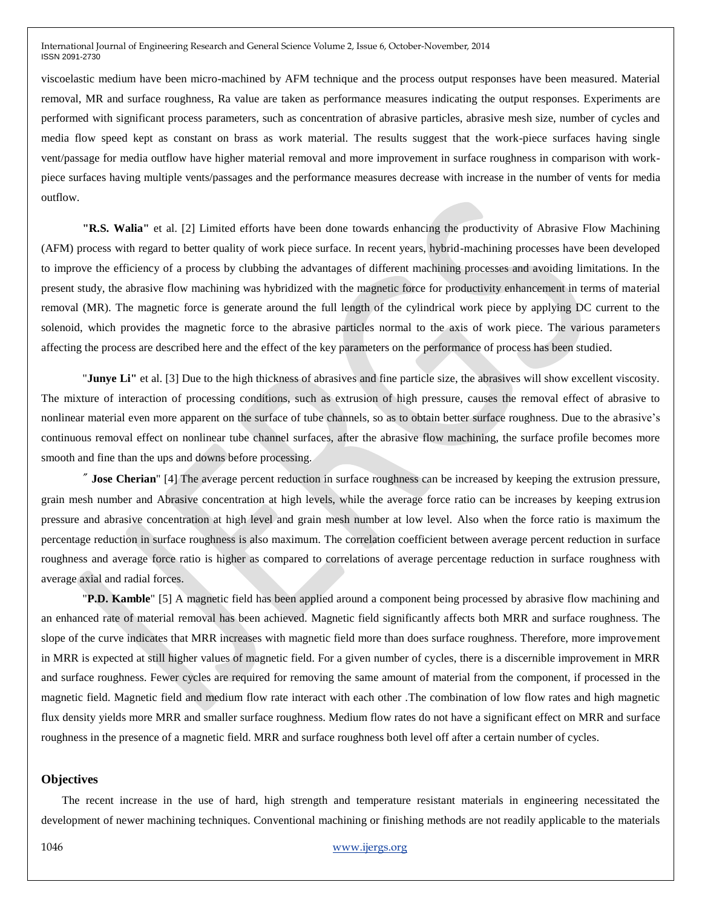viscoelastic medium have been micro-machined by AFM technique and the process output responses have been measured. Material removal, MR and surface roughness, Ra value are taken as performance measures indicating the output responses. Experiments are performed with significant process parameters, such as concentration of abrasive particles, abrasive mesh size, number of cycles and media flow speed kept as constant on brass as work material. The results suggest that the work-piece surfaces having single vent/passage for media outflow have higher material removal and more improvement in surface roughness in comparison with work-piece surfaces having multiple vents/passages and the performance measures decrease with increase in the number of vents for media outflow.

**"R.S. Walia"** et al. [2] Limited efforts have been done towards enhancing the productivity of Abrasive Flow Machining (AFM) process with regard to better quality of work piece surface. In recent years, hybrid-machining processes have been developed to improve the efficiency of a process by clubbing the advantages of different machining processes and avoiding limitations. In the present study, the abrasive flow machining was hybridized with the magnetic force for productivity enhancement in terms of material removal (MR). The magnetic force is generate around the full length of the cylindrical work piece by applying DC current to the solenoid, which provides the magnetic force to the abrasive particles normal to the axis of work piece. The various parameters affecting the process are described here and the effect of the key parameters on the performance of process has been studied.

"**Junye Li"** et al. [3] Due to the high thickness of abrasives and fine particle size, the abrasives will show excellent viscosity. The mixture of interaction of processing conditions, such as extrusion of high pressure, causes the removal effect of abrasive to nonlinear material even more apparent on the surface of tube channels, so as to obtain better surface roughness. Due to the abrasive's continuous removal effect on nonlinear tube channel surfaces, after the abrasive flow machining, the surface profile becomes more smooth and fine than the ups and downs before processing.

″ **Jose Cherian**" [4] The average percent reduction in surface roughness can be increased by keeping the extrusion pressure, grain mesh number and Abrasive concentration at high levels, while the average force ratio can be increases by keeping extrusion pressure and abrasive concentration at high level and grain mesh number at low level. Also when the force ratio is maximum the percentage reduction in surface roughness is also maximum. The correlation coefficient between average percent reduction in surface roughness and average force ratio is higher as compared to correlations of average percentage reduction in surface roughness with average axial and radial forces.

"**P.D. Kamble**" [5] A magnetic field has been applied around a component being processed by abrasive flow machining and an enhanced rate of material removal has been achieved. Magnetic field significantly affects both MRR and surface roughness. The slope of the curve indicates that MRR increases with magnetic field more than does surface roughness. Therefore, more improvement in MRR is expected at still higher values of magnetic field. For a given number of cycles, there is a discernible improvement in MRR and surface roughness. Fewer cycles are required for removing the same amount of material from the component, if processed in the magnetic field. Magnetic field and medium flow rate interact with each other .The combination of low flow rates and high magnetic flux density yields more MRR and smaller surface roughness. Medium flow rates do not have a significant effect on MRR and surface roughness in the presence of a magnetic field. MRR and surface roughness both level off after a certain number of cycles.

## Objectives

The recent increase in the use of hard, high strength and temperature resistant materials in engineering necessitated the development of newer machining techniques. Conventional machining or finishing methods are not readily applicable to the materials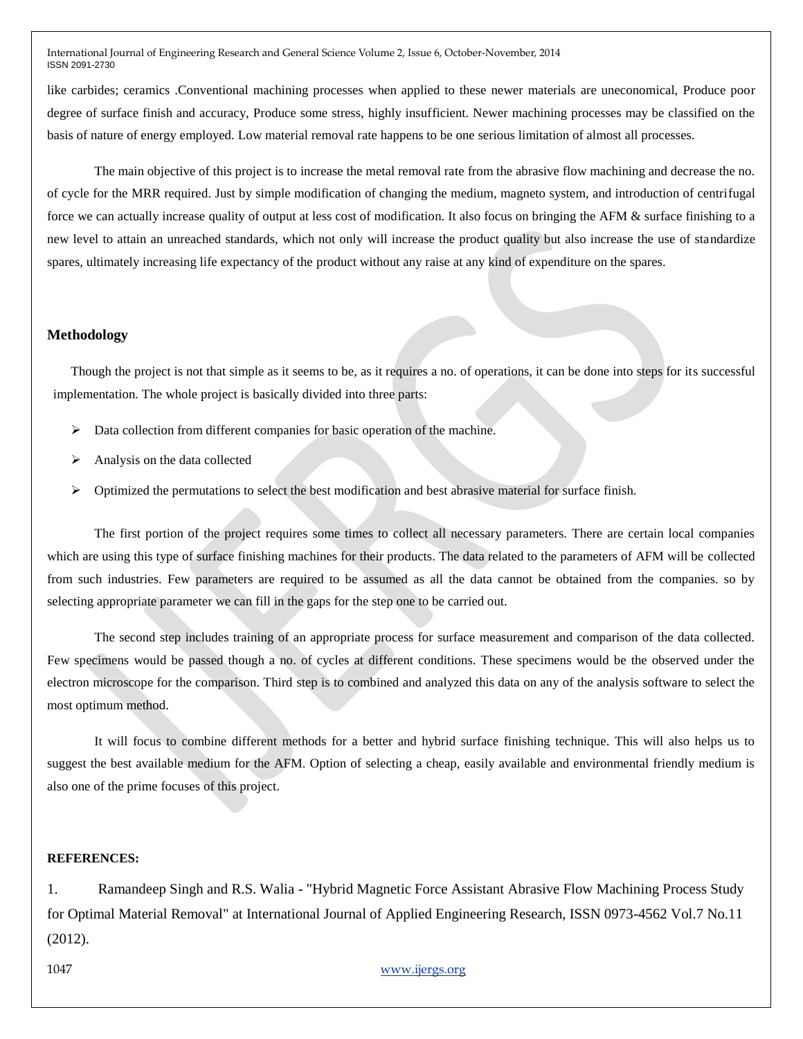like carbides; ceramics .Conventional machining processes when applied to these newer materials are uneconomical, Produce poor degree of surface finish and accuracy, Produce some stress, highly insufficient. Newer machining processes may be classified on the basis of nature of energy employed. Low material removal rate happens to be one serious limitation of almost all processes.

The main objective of this project is to increase the metal removal rate from the abrasive flow machining and decrease the no. of cycle for the MRR required. Just by simple modification of changing the medium, magneto system, and introduction of centrifugal force we can actually increase quality of output at less cost of modification. It also focus on bringing the AFM & surface finishing to a new level to attain an unreached standards, which not only will increase the product quality but also increase the use of standardize spares, ultimately increasing life expectancy of the product without any raise at any kind of expenditure on the spares.

## Methodology

Though the project is not that simple as it seems to be, as it requires a no. of operations, it can be done into steps for its successful implementation. The whole project is basically divided into three parts:

- Data collection from different companies for basic operation of the machine.
- Analysis on the data collected
- Optimized the permutations to select the best modification and best abrasive material for surface finish.

The first portion of the project requires some times to collect all necessary parameters. There are certain local companies which are using this type of surface finishing machines for their products. The data related to the parameters of AFM will be collected from such industries. Few parameters are required to be assumed as all the data cannot be obtained from the companies. so by selecting appropriate parameter we can fill in the gaps for the step one to be carried out.

The second step includes training of an appropriate process for surface measurement and comparison of the data collected. Few specimens would be passed though a no. of cycles at different conditions. These specimens would be the observed under the electron microscope for the comparison. Third step is to combined and analyzed this data on any of the analysis software to select the most optimum method.

It will focus to combine different methods for a better and hybrid surface finishing technique. This will also helps us to suggest the best available medium for the AFM. Option of selecting a cheap, easily available and environmental friendly medium is also one of the prime focuses of this project.

**REFERENCES:**

1. Ramandeep Singh and R.S. Walia - "Hybrid Magnetic Force Assistant Abrasive Flow Machining Process Study for Optimal Material Removal" at International Journal of Applied Engineering Research, ISSN 0973-4562 Vol.7 No.11 (2012).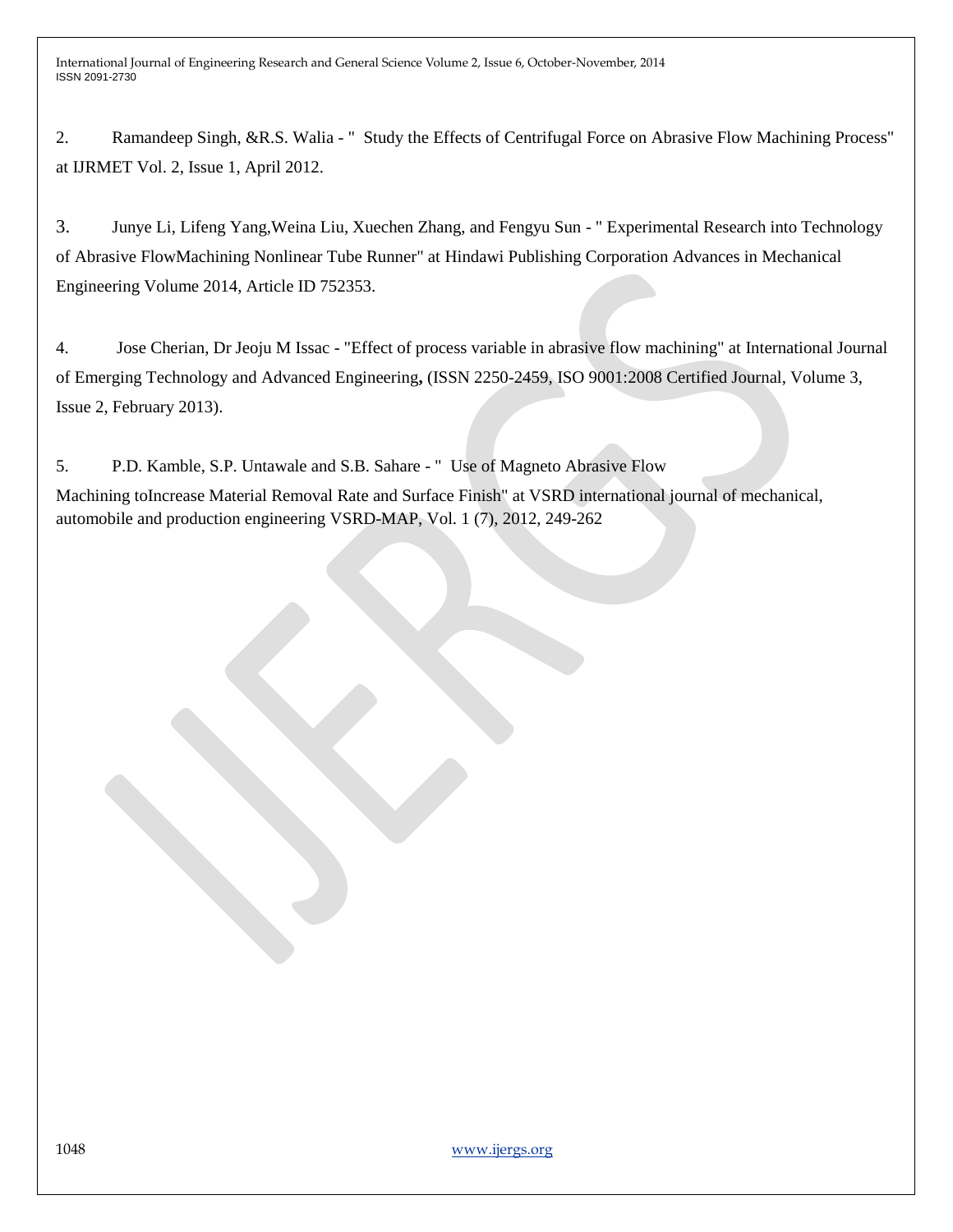2. Ramandeep Singh, &R.S. Walia - " Study the Effects of Centrifugal Force on Abrasive Flow Machining Process" at IJRMET Vol. 2, Issue 1, April 2012.

3. Junye Li, Lifeng Yang,Weina Liu, Xuechen Zhang, and Fengyu Sun - " Experimental Research into Technology of Abrasive FlowMachining Nonlinear Tube Runner" at Hindawi Publishing Corporation Advances in Mechanical Engineering Volume 2014, Article ID 752353.

4. Jose Cherian, Dr Jeoju M Issac - "Effect of process variable in abrasive flow machining" at International Journal of Emerging Technology and Advanced Engineering**,** (ISSN 2250-2459, ISO 9001:2008 Certified Journal, Volume 3, Issue 2, February 2013).

5. P.D. Kamble, S.P. Untawale and S.B. Sahare - " Use of Magneto Abrasive Flow Machining toIncrease Material Removal Rate and Surface Finish" at VSRD international journal of mechanical, automobile and production engineering VSRD-MAP, Vol. 1 (7), 2012, 249-262